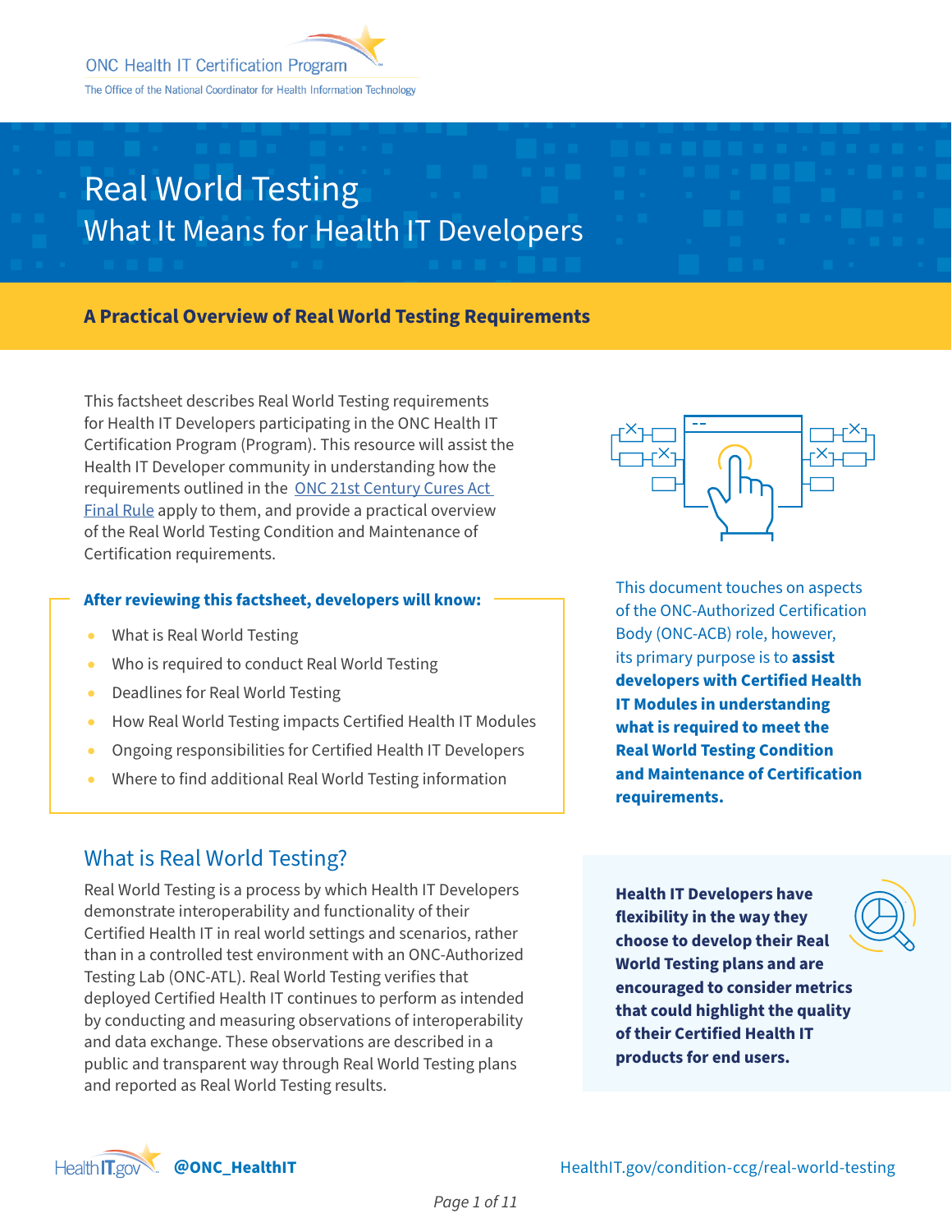ONC Health IT Certification Program

The Office of the National Coordinator for Health Information Technology

# Real World Testing

## What It Means for Health IT Developers

**A Practical Overview of Real World Testing Requirements**

This factsheet describes Real World Testing requirements for Health IT Developers participating in the ONC Health IT Certification Program (Program). This resource will assist the Health IT Developer community in understanding how the requirements outlined in the ONC 21st Century Cures Act Final Rule apply to them, and provide a practical overview of the Real World Testing Condition and Maintenance of Certification requirements.

**After reviewing this factsheet, developers will know:**

- What is Real World Testing
- Who is required to conduct Real World Testing
- Deadlines for Real World Testing
- How Real World Testing impacts Certified Health IT Modules
- Ongoing responsibilities for Certified Health IT Developers
- Where to find additional Real World Testing information

This document touches on aspects of the ONC-Authorized Certification Body (ONC-ACB) role, however, its primary purpose is to **assist developers with Certified Health IT Modules in understanding what is required to meet the Real World Testing Condition and Maintenance of Certification requirements.**

## What is Real World Testing?

Real World Testing is a process by which Health IT Developers demonstrate interoperability and functionality of their Certified Health IT in real world settings and scenarios, rather than in a controlled test environment with an ONC-Authorized Testing Lab (ONC-ATL). Real World Testing verifies that deployed Certified Health IT continues to perform as intended by conducting and measuring observations of interoperability and data exchange. These observations are described in a public and transparent way through Real World Testing plans and reported as Real World Testing results.

**Health IT Developers have flexibility in the way they choose to develop their Real World Testing plans and are encouraged to consider metrics that could highlight the quality of their Certified Health IT products for end users.**

@ONC_HealthIT

HealthIT.gov/condition-ccg/real-world-testing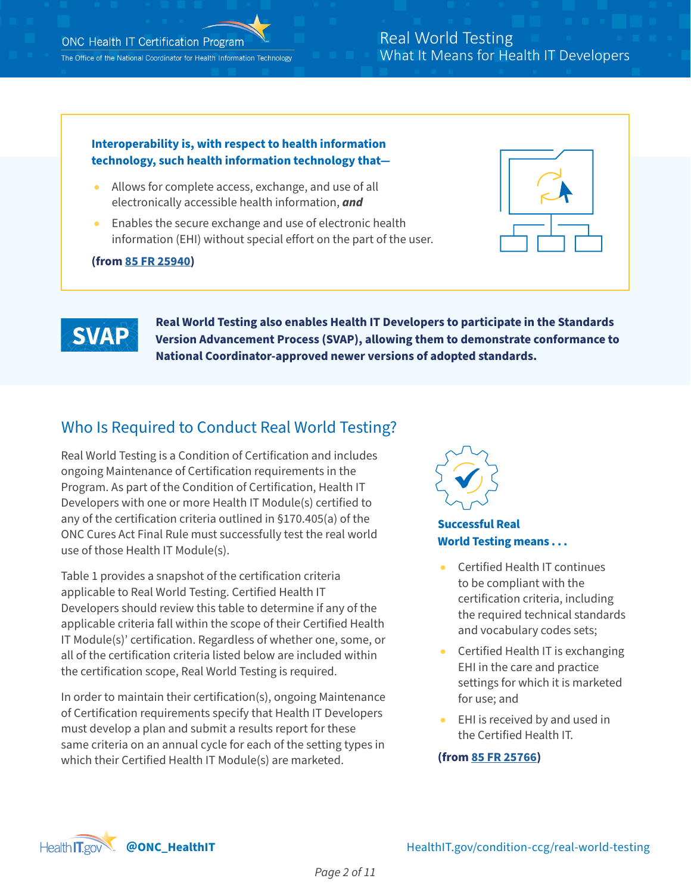**Interoperability is, with respect to health information technology, such health information technology that—**

- Allows for complete access, exchange, and use of all electronically accessible health information, ***and***
- Enables the secure exchange and use of electronic health information (EHI) without special effort on the part of the user.

**(from 85 FR 25940)**

**SVAP**

**Real World Testing also enables Health IT Developers to participate in the Standards Version Advancement Process (SVAP), allowing them to demonstrate conformance to National Coordinator-approved newer versions of adopted standards.**

## Who Is Required to Conduct Real World Testing?

Real World Testing is a Condition of Certification and includes ongoing Maintenance of Certification requirements in the Program. As part of the Condition of Certification, Health IT Developers with one or more Health IT Module(s) certified to any of the certification criteria outlined in §170.405(a) of the ONC Cures Act Final Rule must successfully test the real world use of those Health IT Module(s).

Table 1 provides a snapshot of the certification criteria applicable to Real World Testing. Certified Health IT Developers should review this table to determine if any of the applicable criteria fall within the scope of their Certified Health IT Module(s)' certification. Regardless of whether one, some, or all of the certification criteria listed below are included within the certification scope, Real World Testing is required.

In order to maintain their certification(s), ongoing Maintenance of Certification requirements specify that Health IT Developers must develop a plan and submit a results report for these same criteria on an annual cycle for each of the setting types in which their Certified Health IT Module(s) are marketed.

**Successful Real World Testing means . . .**

- Certified Health IT continues to be compliant with the certification criteria, including the required technical standards and vocabulary codes sets;
- Certified Health IT is exchanging EHI in the care and practice settings for which it is marketed for use; and
- EHI is received by and used in the Certified Health IT.

**(from 85 FR 25766)**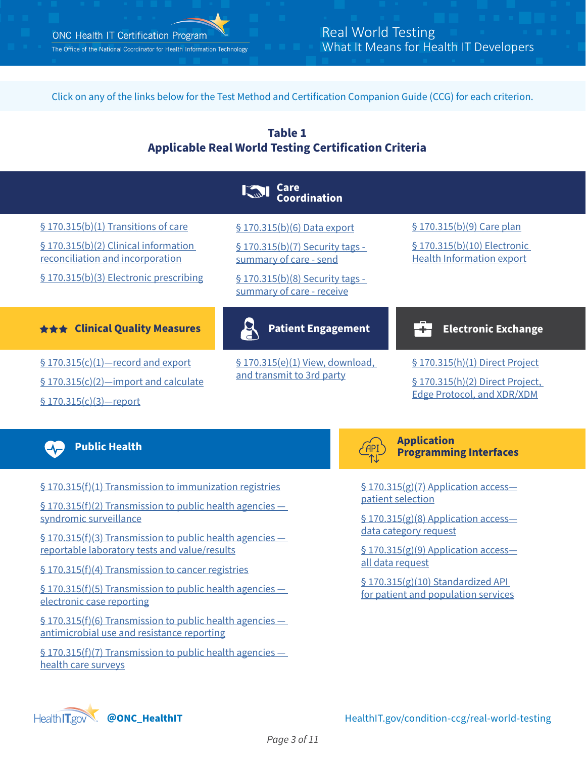Click on any of the links below for the Test Method and Certification Companion Guide (CCG) for each criterion.

**Table 1**
**Applicable Real World Testing Certification Criteria**

## Care Coordination

- § 170.315(b)(1) Transitions of care
- § 170.315(b)(2) Clinical information reconciliation and incorporation
- § 170.315(b)(3) Electronic prescribing
- § 170.315(b)(6) Data export
- § 170.315(b)(7) Security tags - summary of care - send
- § 170.315(b)(8) Security tags - summary of care - receive
- § 170.315(b)(9) Care plan
- § 170.315(b)(10) Electronic Health Information export

## Clinical Quality Measures

- § 170.315(c)(1)—record and export
- § 170.315(c)(2)—import and calculate
- § 170.315(c)(3)—report

## Patient Engagement

- § 170.315(e)(1) View, download, and transmit to 3rd party

## Electronic Exchange

- § 170.315(h)(1) Direct Project
- § 170.315(h)(2) Direct Project, Edge Protocol, and XDR/XDM

## Public Health

- § 170.315(f)(1) Transmission to immunization registries
- § 170.315(f)(2) Transmission to public health agencies — syndromic surveillance
- § 170.315(f)(3) Transmission to public health agencies — reportable laboratory tests and value/results
- § 170.315(f)(4) Transmission to cancer registries
- § 170.315(f)(5) Transmission to public health agencies — electronic case reporting
- § 170.315(f)(6) Transmission to public health agencies — antimicrobial use and resistance reporting
- § 170.315(f)(7) Transmission to public health agencies — health care surveys

## Application Programming Interfaces

- § 170.315(g)(7) Application access— patient selection
- § 170.315(g)(8) Application access— data category request
- § 170.315(g)(9) Application access— all data request
- § 170.315(g)(10) Standardized API for patient and population services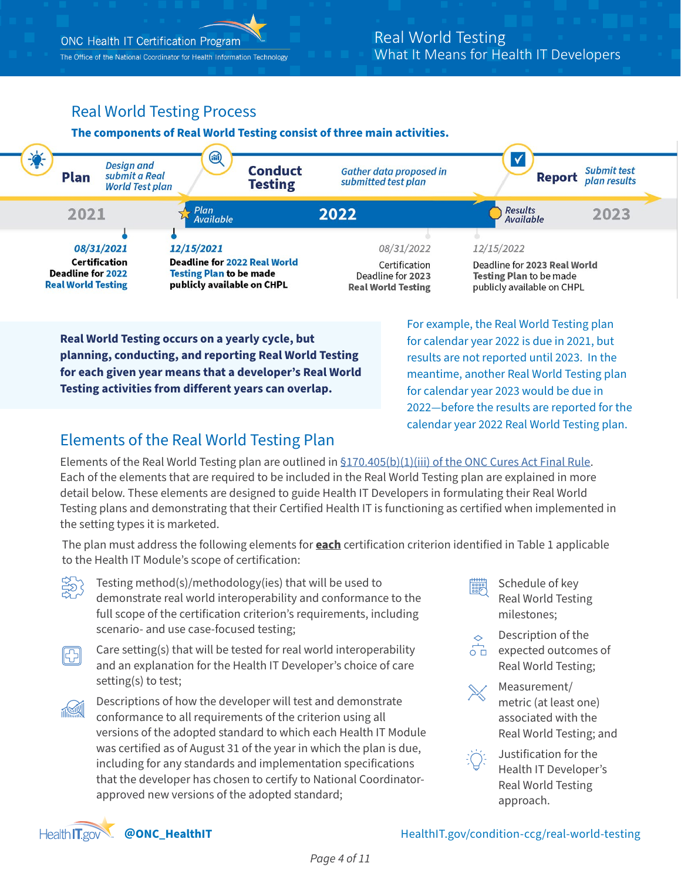## Real World Testing Process

**The components of Real World Testing consist of three main activities.**

**Plan** — *Design and submit a Real World Test plan*

**Conduct Testing** — *Gather data proposed in submitted test plan*

**Report** — *Submit test plan results*

2021 — *Plan Available* — 2022 — *Results Available* — 2023

***08/31/2021***
**Certification Deadline for 2022 Real World Testing**

***12/15/2021***
**Deadline for 2022 Real World Testing Plan to be made publicly available on CHPL**

*08/31/2022*
Certification Deadline for **2023 Real World Testing**

*12/15/2022*
Deadline for **2023 Real World Testing Plan** to be made publicly available on CHPL

**Real World Testing occurs on a yearly cycle, but planning, conducting, and reporting Real World Testing for each given year means that a developer's Real World Testing activities from different years can overlap.**

For example, the Real World Testing plan for calendar year 2022 is due in 2021, but results are not reported until 2023. In the meantime, another Real World Testing plan for calendar year 2023 would be due in 2022—before the results are reported for the calendar year 2022 Real World Testing plan.

## Elements of the Real World Testing Plan

Elements of the Real World Testing plan are outlined in §170.405(b)(1)(iii) of the ONC Cures Act Final Rule. Each of the elements that are required to be included in the Real World Testing plan are explained in more detail below. These elements are designed to guide Health IT Developers in formulating their Real World Testing plans and demonstrating that their Certified Health IT is functioning as certified when implemented in the setting types it is marketed.

The plan must address the following elements for **each** certification criterion identified in Table 1 applicable to the Health IT Module's scope of certification:

- Testing method(s)/methodology(ies) that will be used to demonstrate real world interoperability and conformance to the full scope of the certification criterion's requirements, including scenario- and use case-focused testing;
- Care setting(s) that will be tested for real world interoperability and an explanation for the Health IT Developer's choice of care setting(s) to test;
- Descriptions of how the developer will test and demonstrate conformance to all requirements of the criterion using all versions of the adopted standard to which each Health IT Module was certified as of August 31 of the year in which the plan is due, including for any standards and implementation specifications that the developer has chosen to certify to National Coordinator-approved new versions of the adopted standard;
- Schedule of key Real World Testing milestones;
- Description of the expected outcomes of Real World Testing;
- Measurement/metric (at least one) associated with the Real World Testing; and
- Justification for the Health IT Developer's Real World Testing approach.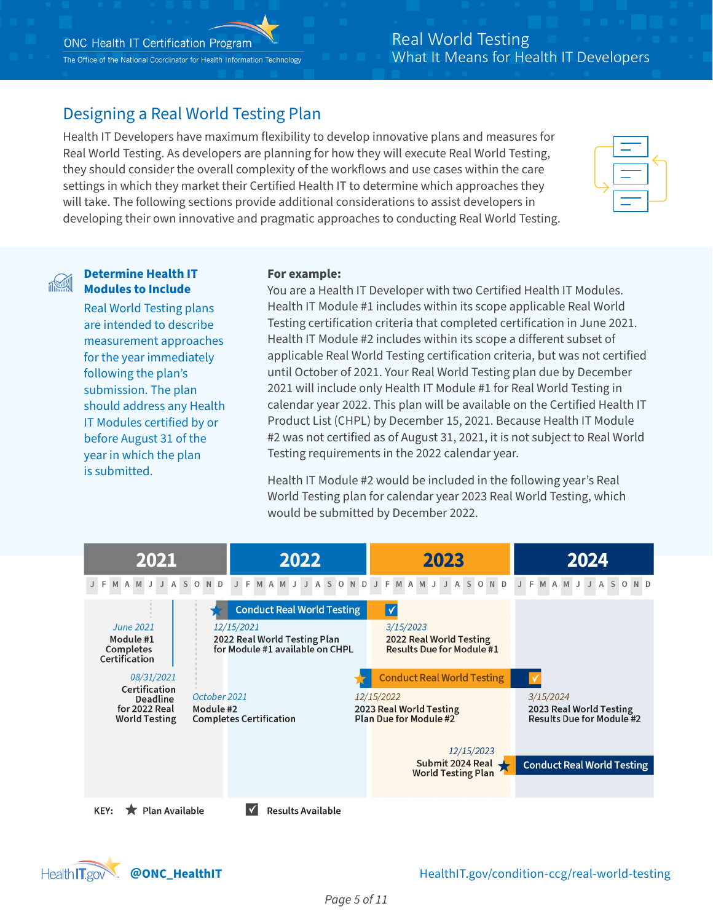## Designing a Real World Testing Plan

Health IT Developers have maximum flexibility to develop innovative plans and measures for Real World Testing. As developers are planning for how they will execute Real World Testing, they should consider the overall complexity of the workflows and use cases within the care settings in which they market their Certified Health IT to determine which approaches they will take. The following sections provide additional considerations to assist developers in developing their own innovative and pragmatic approaches to conducting Real World Testing.

### Determine Health IT Modules to Include

Real World Testing plans are intended to describe measurement approaches for the year immediately following the plan's submission. The plan should address any Health IT Modules certified by or before August 31 of the year in which the plan is submitted.

**For example:**

You are a Health IT Developer with two Certified Health IT Modules. Health IT Module #1 includes within its scope applicable Real World Testing certification criteria that completed certification in June 2021. Health IT Module #2 includes within its scope a different subset of applicable Real World Testing certification criteria, but was not certified until October of 2021. Your Real World Testing plan due by December 2021 will include only Health IT Module #1 for Real World Testing in calendar year 2022. This plan will be available on the Certified Health IT Product List (CHPL) by December 15, 2021. Because Health IT Module #2 was not certified as of August 31, 2021, it is not subject to Real World Testing requirements in the 2022 calendar year.

Health IT Module #2 would be included in the following year's Real World Testing plan for calendar year 2023 Real World Testing, which would be submitted by December 2022.

**2021**
- *June 2021* — Module #1 Completes Certification
- *08/31/2021* — Certification Deadline for 2022 Real World Testing
- *October 2021* — Module #2 Completes Certification
- *12/15/2021* ★ — 2022 Real World Testing Plan for Module #1 available on CHPL

**2022**
- Conduct Real World Testing (Module #1)
- *12/15/2022* ★ — 2023 Real World Testing Plan Due for Module #2

**2023**
- *3/15/2023* ✓ — 2022 Real World Testing Results Due for Module #1
- Conduct Real World Testing (Module #2)
- *12/15/2023* ★ — Submit 2024 Real World Testing Plan

**2024**
- *3/15/2024* ✓ — 2023 Real World Testing Results Due for Module #2
- Conduct Real World Testing

KEY: ★ Plan Available ✓ Results Available

HealthIT.gov @ONC_HealthIT HealthIT.gov/condition-ccg/real-world-testing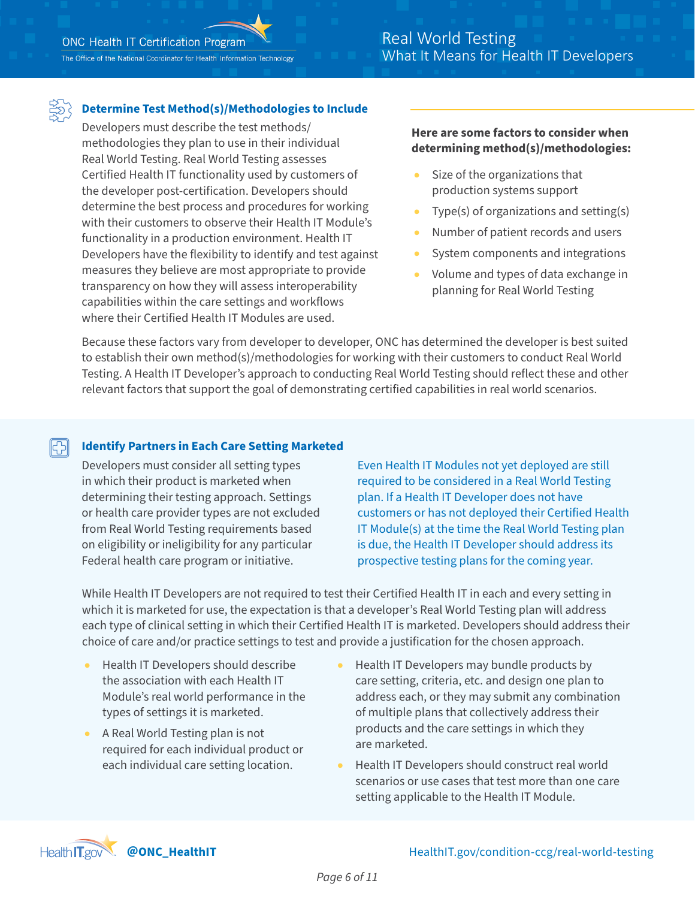## Determine Test Method(s)/Methodologies to Include

Developers must describe the test methods/methodologies they plan to use in their individual Real World Testing. Real World Testing assesses Certified Health IT functionality used by customers of the developer post-certification. Developers should determine the best process and procedures for working with their customers to observe their Health IT Module's functionality in a production environment. Health IT Developers have the flexibility to identify and test against measures they believe are most appropriate to provide transparency on how they will assess interoperability capabilities within the care settings and workflows where their Certified Health IT Modules are used.

**Here are some factors to consider when determining method(s)/methodologies:**

- Size of the organizations that production systems support
- Type(s) of organizations and setting(s)
- Number of patient records and users
- System components and integrations
- Volume and types of data exchange in planning for Real World Testing

Because these factors vary from developer to developer, ONC has determined the developer is best suited to establish their own method(s)/methodologies for working with their customers to conduct Real World Testing. A Health IT Developer's approach to conducting Real World Testing should reflect these and other relevant factors that support the goal of demonstrating certified capabilities in real world scenarios.

## Identify Partners in Each Care Setting Marketed

Developers must consider all setting types in which their product is marketed when determining their testing approach. Settings or health care provider types are not excluded from Real World Testing requirements based on eligibility or ineligibility for any particular Federal health care program or initiative.

Even Health IT Modules not yet deployed are still required to be considered in a Real World Testing plan. If a Health IT Developer does not have customers or has not deployed their Certified Health IT Module(s) at the time the Real World Testing plan is due, the Health IT Developer should address its prospective testing plans for the coming year.

While Health IT Developers are not required to test their Certified Health IT in each and every setting in which it is marketed for use, the expectation is that a developer's Real World Testing plan will address each type of clinical setting in which their Certified Health IT is marketed. Developers should address their choice of care and/or practice settings to test and provide a justification for the chosen approach.

- Health IT Developers should describe the association with each Health IT Module's real world performance in the types of settings it is marketed.
- A Real World Testing plan is not required for each individual product or each individual care setting location.
- Health IT Developers may bundle products by care setting, criteria, etc. and design one plan to address each, or they may submit any combination of multiple plans that collectively address their products and the care settings in which they are marketed.
- Health IT Developers should construct real world scenarios or use cases that test more than one care setting applicable to the Health IT Module.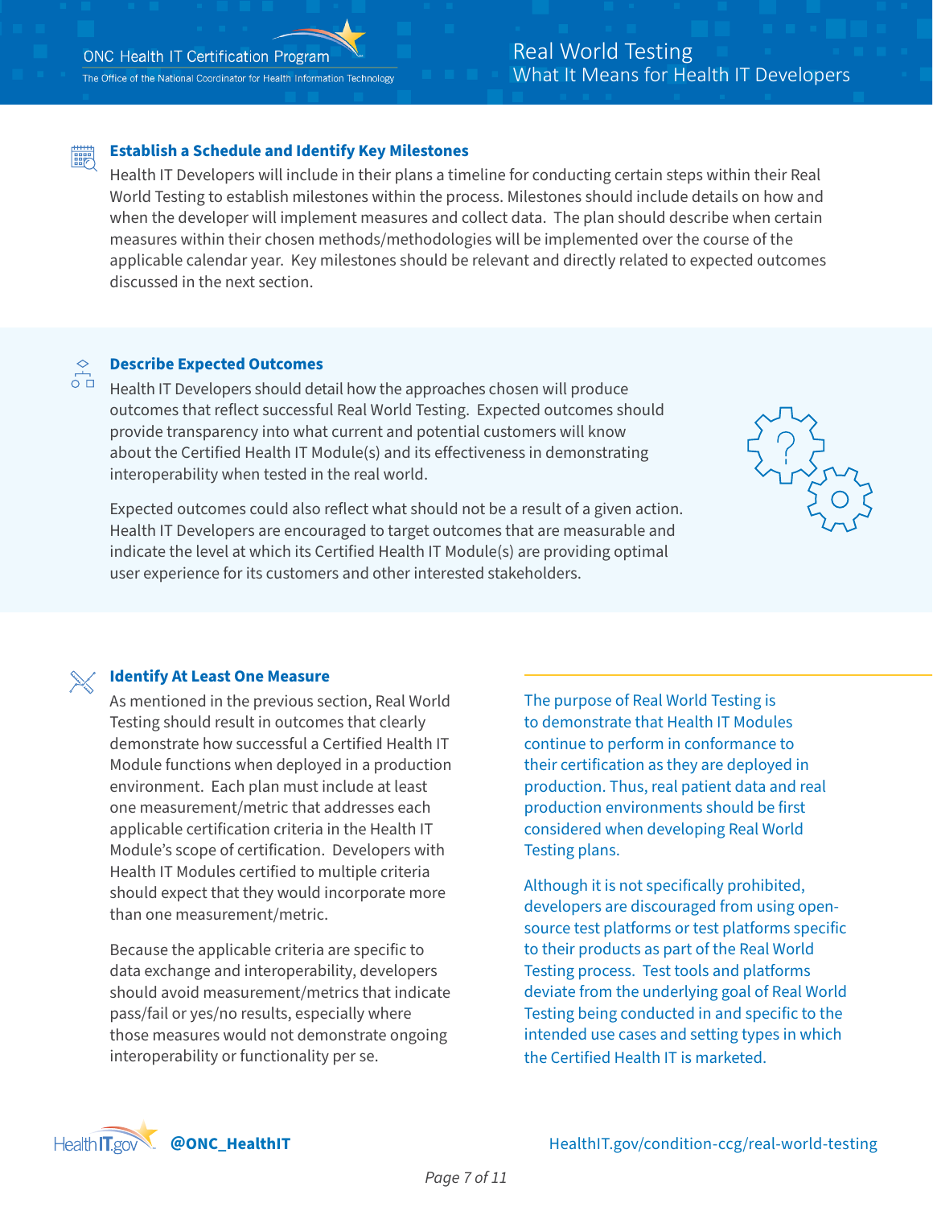### Establish a Schedule and Identify Key Milestones

Health IT Developers will include in their plans a timeline for conducting certain steps within their Real World Testing to establish milestones within the process. Milestones should include details on how and when the developer will implement measures and collect data. The plan should describe when certain measures within their chosen methods/methodologies will be implemented over the course of the applicable calendar year. Key milestones should be relevant and directly related to expected outcomes discussed in the next section.

### Describe Expected Outcomes

Health IT Developers should detail how the approaches chosen will produce outcomes that reflect successful Real World Testing. Expected outcomes should provide transparency into what current and potential customers will know about the Certified Health IT Module(s) and its effectiveness in demonstrating interoperability when tested in the real world.

Expected outcomes could also reflect what should not be a result of a given action. Health IT Developers are encouraged to target outcomes that are measurable and indicate the level at which its Certified Health IT Module(s) are providing optimal user experience for its customers and other interested stakeholders.

### Identify At Least One Measure

As mentioned in the previous section, Real World Testing should result in outcomes that clearly demonstrate how successful a Certified Health IT Module functions when deployed in a production environment. Each plan must include at least one measurement/metric that addresses each applicable certification criteria in the Health IT Module's scope of certification. Developers with Health IT Modules certified to multiple criteria should expect that they would incorporate more than one measurement/metric.

Because the applicable criteria are specific to data exchange and interoperability, developers should avoid measurement/metrics that indicate pass/fail or yes/no results, especially where those measures would not demonstrate ongoing interoperability or functionality per se.

The purpose of Real World Testing is to demonstrate that Health IT Modules continue to perform in conformance to their certification as they are deployed in production. Thus, real patient data and real production environments should be first considered when developing Real World Testing plans.

Although it is not specifically prohibited, developers are discouraged from using open-source test platforms or test platforms specific to their products as part of the Real World Testing process. Test tools and platforms deviate from the underlying goal of Real World Testing being conducted in and specific to the intended use cases and setting types in which the Certified Health IT is marketed.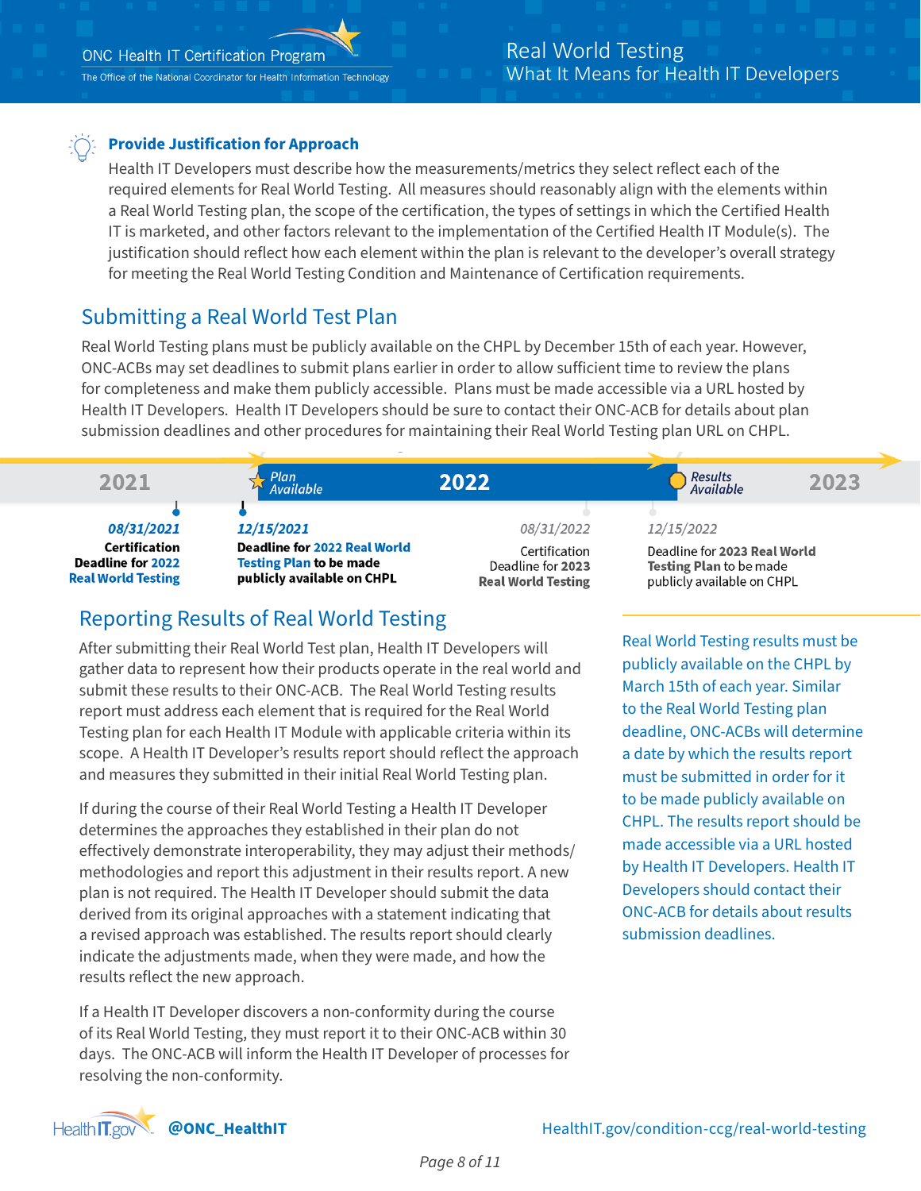### Provide Justification for Approach

Health IT Developers must describe how the measurements/metrics they select reflect each of the required elements for Real World Testing. All measures should reasonably align with the elements within a Real World Testing plan, the scope of the certification, the types of settings in which the Certified Health IT is marketed, and other factors relevant to the implementation of the Certified Health IT Module(s). The justification should reflect how each element within the plan is relevant to the developer's overall strategy for meeting the Real World Testing Condition and Maintenance of Certification requirements.

## Submitting a Real World Test Plan

Real World Testing plans must be publicly available on the CHPL by December 15th of each year. However, ONC-ACBs may set deadlines to submit plans earlier in order to allow sufficient time to review the plans for completeness and make them publicly accessible. Plans must be made accessible via a URL hosted by Health IT Developers. Health IT Developers should be sure to contact their ONC-ACB for details about plan submission deadlines and other procedures for maintaining their Real World Testing plan URL on CHPL.

2021 | *Plan Available* | 2022 | *Results Available* | 2023

- ***08/31/2021*** — **Certification Deadline for 2022 Real World Testing**
- ***12/15/2021*** — **Deadline for 2022 Real World Testing Plan to be made publicly available on CHPL**
- *08/31/2022* — Certification Deadline for **2023 Real World Testing**
- *12/15/2022* — Deadline for **2023 Real World Testing Plan** to be made publicly available on CHPL

## Reporting Results of Real World Testing

After submitting their Real World Test plan, Health IT Developers will gather data to represent how their products operate in the real world and submit these results to their ONC-ACB. The Real World Testing results report must address each element that is required for the Real World Testing plan for each Health IT Module with applicable criteria within its scope. A Health IT Developer's results report should reflect the approach and measures they submitted in their initial Real World Testing plan.

If during the course of their Real World Testing a Health IT Developer determines the approaches they established in their plan do not effectively demonstrate interoperability, they may adjust their methods/methodologies and report this adjustment in their results report. A new plan is not required. The Health IT Developer should submit the data derived from its original approaches with a statement indicating that a revised approach was established. The results report should clearly indicate the adjustments made, when they were made, and how the results reflect the new approach.

If a Health IT Developer discovers a non-conformity during the course of its Real World Testing, they must report it to their ONC-ACB within 30 days. The ONC-ACB will inform the Health IT Developer of processes for resolving the non-conformity.

Real World Testing results must be publicly available on the CHPL by March 15th of each year. Similar to the Real World Testing plan deadline, ONC-ACBs will determine a date by which the results report must be submitted in order for it to be made publicly available on CHPL. The results report should be made accessible via a URL hosted by Health IT Developers. Health IT Developers should contact their ONC-ACB for details about results submission deadlines.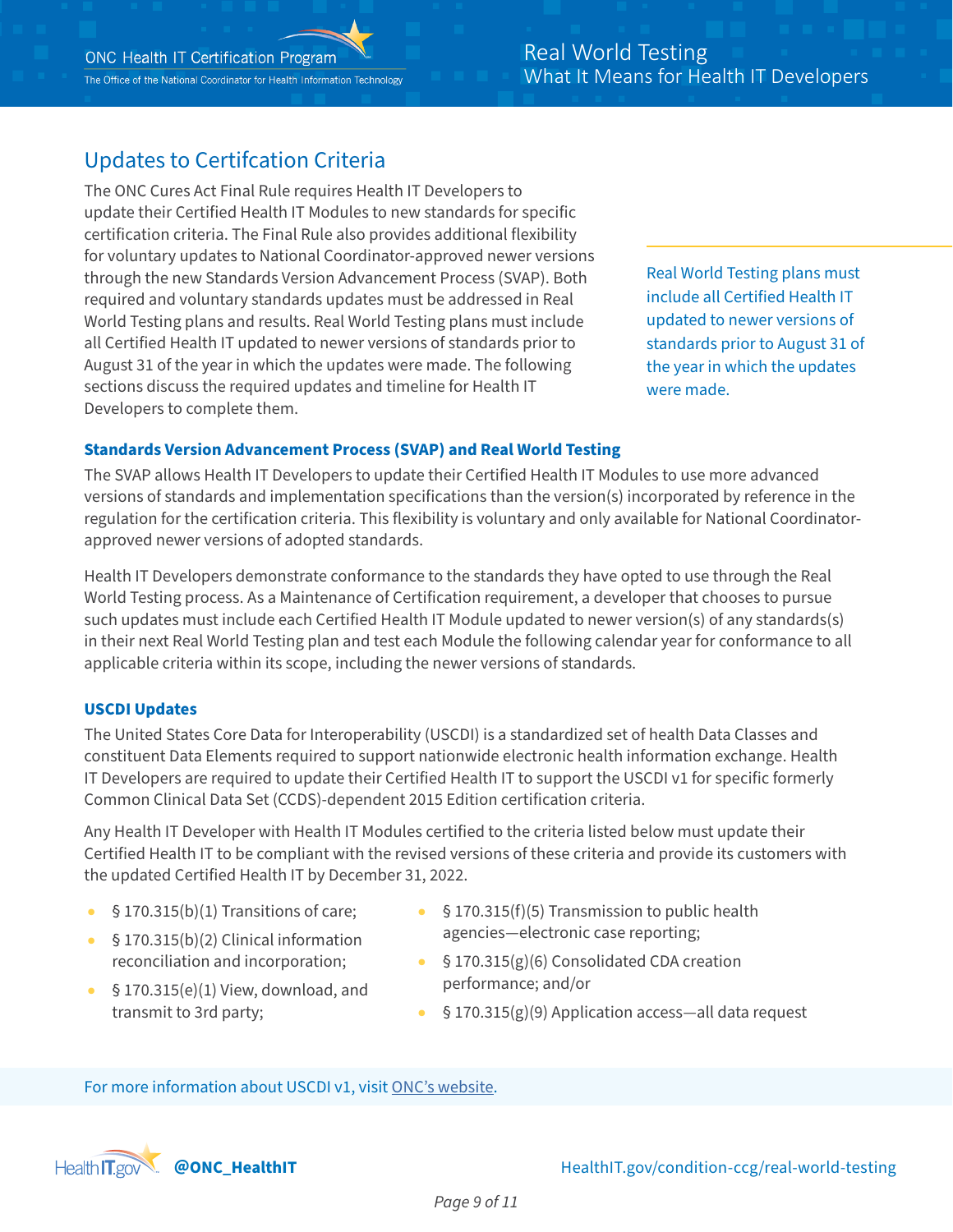## Updates to Certifcation Criteria

The ONC Cures Act Final Rule requires Health IT Developers to update their Certified Health IT Modules to new standards for specific certification criteria. The Final Rule also provides additional flexibility for voluntary updates to National Coordinator-approved newer versions through the new Standards Version Advancement Process (SVAP). Both required and voluntary standards updates must be addressed in Real World Testing plans and results. Real World Testing plans must include all Certified Health IT updated to newer versions of standards prior to August 31 of the year in which the updates were made. The following sections discuss the required updates and timeline for Health IT Developers to complete them.

> Real World Testing plans must include all Certified Health IT updated to newer versions of standards prior to August 31 of the year in which the updates were made.

### Standards Version Advancement Process (SVAP) and Real World Testing

The SVAP allows Health IT Developers to update their Certified Health IT Modules to use more advanced versions of standards and implementation specifications than the version(s) incorporated by reference in the regulation for the certification criteria. This flexibility is voluntary and only available for National Coordinator-approved newer versions of adopted standards.

Health IT Developers demonstrate conformance to the standards they have opted to use through the Real World Testing process. As a Maintenance of Certification requirement, a developer that chooses to pursue such updates must include each Certified Health IT Module updated to newer version(s) of any standards(s) in their next Real World Testing plan and test each Module the following calendar year for conformance to all applicable criteria within its scope, including the newer versions of standards.

### USCDI Updates

The United States Core Data for Interoperability (USCDI) is a standardized set of health Data Classes and constituent Data Elements required to support nationwide electronic health information exchange. Health IT Developers are required to update their Certified Health IT to support the USCDI v1 for specific formerly Common Clinical Data Set (CCDS)-dependent 2015 Edition certification criteria.

Any Health IT Developer with Health IT Modules certified to the criteria listed below must update their Certified Health IT to be compliant with the revised versions of these criteria and provide its customers with the updated Certified Health IT by December 31, 2022.

- § 170.315(b)(1) Transitions of care;
- § 170.315(b)(2) Clinical information reconciliation and incorporation;
- § 170.315(e)(1) View, download, and transmit to 3rd party;
- § 170.315(f)(5) Transmission to public health agencies—electronic case reporting;
- § 170.315(g)(6) Consolidated CDA creation performance; and/or
- § 170.315(g)(9) Application access—all data request

For more information about USCDI v1, visit ONC's website.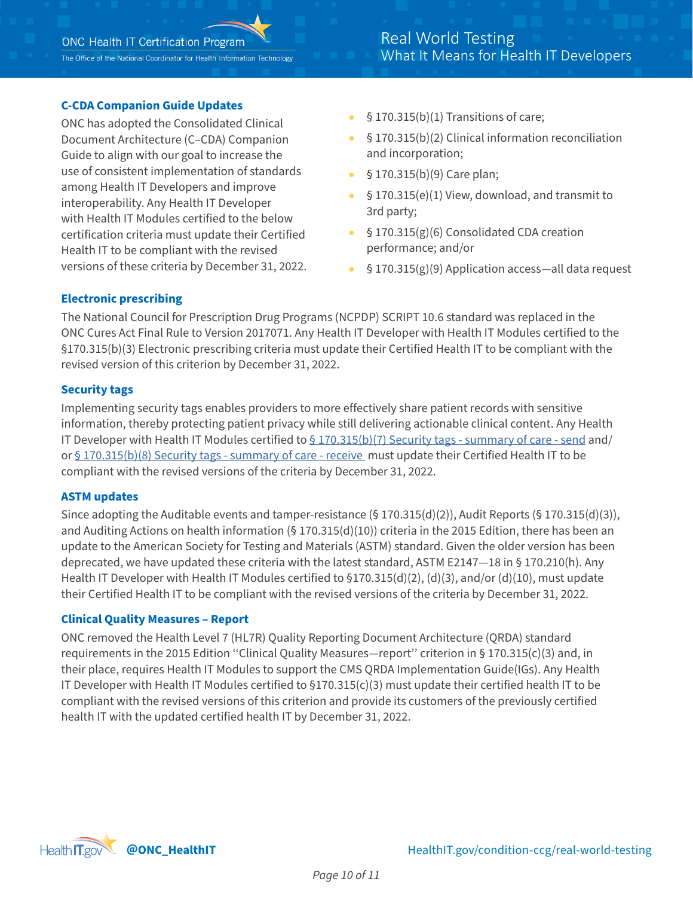### C-CDA Companion Guide Updates

ONC has adopted the Consolidated Clinical Document Architecture (C–CDA) Companion Guide to align with our goal to increase the use of consistent implementation of standards among Health IT Developers and improve interoperability. Any Health IT Developer with Health IT Modules certified to the below certification criteria must update their Certified Health IT to be compliant with the revised versions of these criteria by December 31, 2022.

- § 170.315(b)(1) Transitions of care;
- § 170.315(b)(2) Clinical information reconciliation and incorporation;
- § 170.315(b)(9) Care plan;
- § 170.315(e)(1) View, download, and transmit to 3rd party;
- § 170.315(g)(6) Consolidated CDA creation performance; and/or
- § 170.315(g)(9) Application access—all data request

### Electronic prescribing

The National Council for Prescription Drug Programs (NCPDP) SCRIPT 10.6 standard was replaced in the ONC Cures Act Final Rule to Version 2017071. Any Health IT Developer with Health IT Modules certified to the §170.315(b)(3) Electronic prescribing criteria must update their Certified Health IT to be compliant with the revised version of this criterion by December 31, 2022.

### Security tags

Implementing security tags enables providers to more effectively share patient records with sensitive information, thereby protecting patient privacy while still delivering actionable clinical content. Any Health IT Developer with Health IT Modules certified to § 170.315(b)(7) Security tags - summary of care - send and/or § 170.315(b)(8) Security tags - summary of care - receive must update their Certified Health IT to be compliant with the revised versions of the criteria by December 31, 2022.

### ASTM updates

Since adopting the Auditable events and tamper-resistance (§ 170.315(d)(2)), Audit Reports (§ 170.315(d)(3)), and Auditing Actions on health information (§ 170.315(d)(10)) criteria in the 2015 Edition, there has been an update to the American Society for Testing and Materials (ASTM) standard. Given the older version has been deprecated, we have updated these criteria with the latest standard, ASTM E2147—18 in § 170.210(h). Any Health IT Developer with Health IT Modules certified to §170.315(d)(2), (d)(3), and/or (d)(10), must update their Certified Health IT to be compliant with the revised versions of the criteria by December 31, 2022.

### Clinical Quality Measures – Report

ONC removed the Health Level 7 (HL7R) Quality Reporting Document Architecture (QRDA) standard requirements in the 2015 Edition ''Clinical Quality Measures—report'' criterion in § 170.315(c)(3) and, in their place, requires Health IT Modules to support the CMS QRDA Implementation Guide(IGs). Any Health IT Developer with Health IT Modules certified to §170.315(c)(3) must update their certified health IT to be compliant with the revised versions of this criterion and provide its customers of the previously certified health IT with the updated certified health IT by December 31, 2022.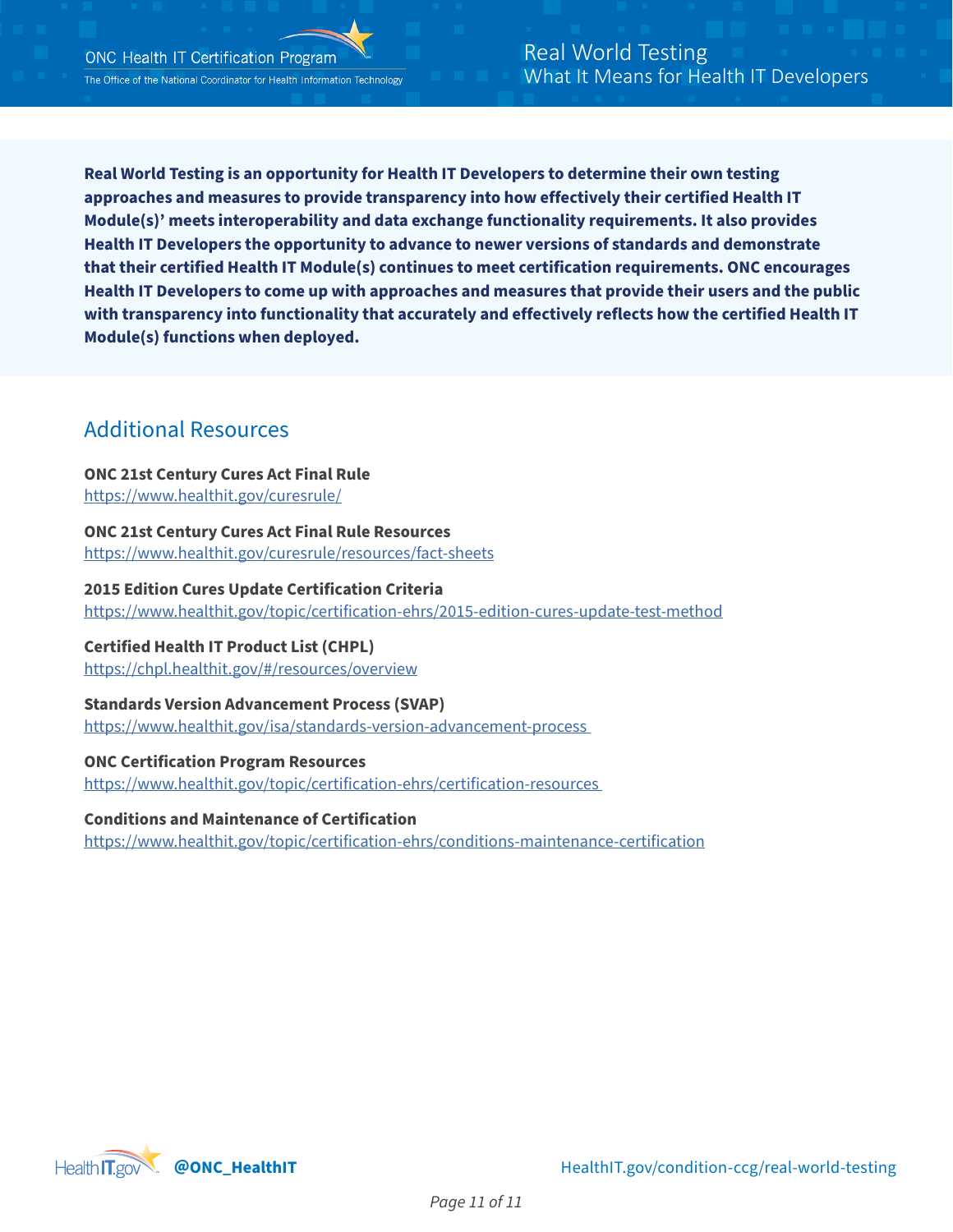**Real World Testing is an opportunity for Health IT Developers to determine their own testing approaches and measures to provide transparency into how effectively their certified Health IT Module(s)' meets interoperability and data exchange functionality requirements. It also provides Health IT Developers the opportunity to advance to newer versions of standards and demonstrate that their certified Health IT Module(s) continues to meet certification requirements. ONC encourages Health IT Developers to come up with approaches and measures that provide their users and the public with transparency into functionality that accurately and effectively reflects how the certified Health IT Module(s) functions when deployed.**

## Additional Resources

**ONC 21st Century Cures Act Final Rule**
https://www.healthit.gov/curesrule/

**ONC 21st Century Cures Act Final Rule Resources**
https://www.healthit.gov/curesrule/resources/fact-sheets

**2015 Edition Cures Update Certification Criteria**
https://www.healthit.gov/topic/certification-ehrs/2015-edition-cures-update-test-method

**Certified Health IT Product List (CHPL)**
https://chpl.healthit.gov/#/resources/overview

**Standards Version Advancement Process (SVAP)**
https://www.healthit.gov/isa/standards-version-advancement-process

**ONC Certification Program Resources**
https://www.healthit.gov/topic/certification-ehrs/certification-resources

**Conditions and Maintenance of Certification**
https://www.healthit.gov/topic/certification-ehrs/conditions-maintenance-certification